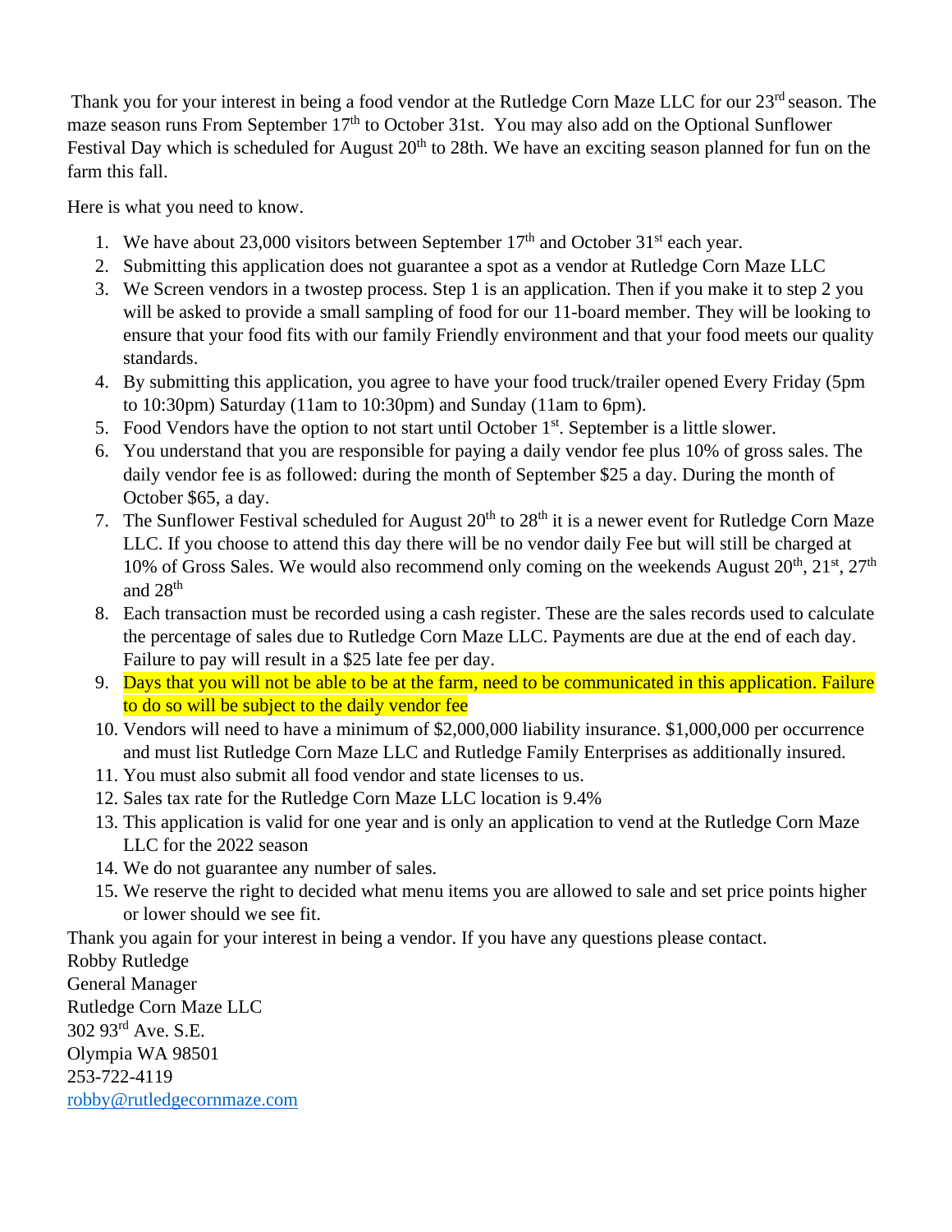Thank you for your interest in being a food vendor at the Rutledge Corn Maze LLC for our 23rd season. The maze season runs From September 17th to October 31st. You may also add on the Optional Sunflower Festival Day which is scheduled for August 20th to 28th. We have an exciting season planned for fun on the farm this fall.

Here is what you need to know.

1. We have about 23,000 visitors between September 17th and October 31st each year.
2. Submitting this application does not guarantee a spot as a vendor at Rutledge Corn Maze LLC
3. We Screen vendors in a twostep process. Step 1 is an application. Then if you make it to step 2 you will be asked to provide a small sampling of food for our 11-board member. They will be looking to ensure that your food fits with our family Friendly environment and that your food meets our quality standards.
4. By submitting this application, you agree to have your food truck/trailer opened Every Friday (5pm to 10:30pm) Saturday (11am to 10:30pm) and Sunday (11am to 6pm).
5. Food Vendors have the option to not start until October 1st. September is a little slower.
6. You understand that you are responsible for paying a daily vendor fee plus 10% of gross sales. The daily vendor fee is as followed: during the month of September $25 a day. During the month of October $65, a day.
7. The Sunflower Festival scheduled for August 20th to 28th it is a newer event for Rutledge Corn Maze LLC. If you choose to attend this day there will be no vendor daily Fee but will still be charged at 10% of Gross Sales. We would also recommend only coming on the weekends August 20th, 21st, 27th and 28th
8. Each transaction must be recorded using a cash register. These are the sales records used to calculate the percentage of sales due to Rutledge Corn Maze LLC. Payments are due at the end of each day. Failure to pay will result in a $25 late fee per day.
9. Days that you will not be able to be at the farm, need to be communicated in this application. Failure to do so will be subject to the daily vendor fee
10. Vendors will need to have a minimum of $2,000,000 liability insurance. $1,000,000 per occurrence and must list Rutledge Corn Maze LLC and Rutledge Family Enterprises as additionally insured.
11. You must also submit all food vendor and state licenses to us.
12. Sales tax rate for the Rutledge Corn Maze LLC location is 9.4%
13. This application is valid for one year and is only an application to vend at the Rutledge Corn Maze LLC for the 2022 season
14. We do not guarantee any number of sales.
15. We reserve the right to decided what menu items you are allowed to sale and set price points higher or lower should we see fit.

Thank you again for your interest in being a vendor. If you have any questions please contact.
Robby Rutledge
General Manager
Rutledge Corn Maze LLC
302 93rd Ave. S.E.
Olympia WA 98501
253-722-4119
robby@rutledgecornmaze.com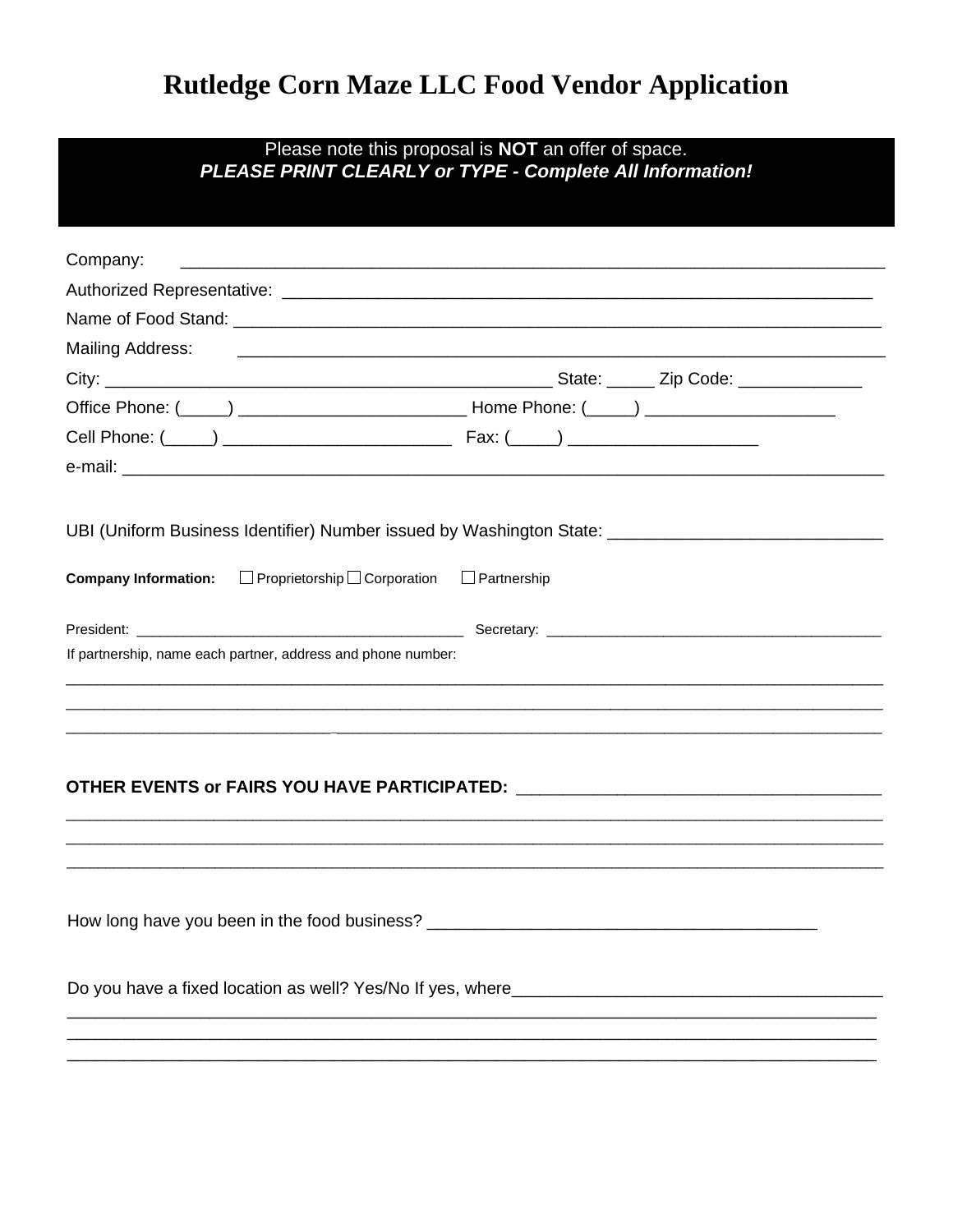# Rutledge Corn Maze LLC Food Vendor Application

Please note this proposal is **NOT** an offer of space.
***PLEASE PRINT CLEARLY or TYPE - Complete All Information!***

Company: ___________________________________________________________________________

Authorized Representative: ______________________________________________________________

Name of Food Stand: ____________________________________________________________________

Mailing Address: ______________________________________________________________________

City: ______________________________________________ State: _____ Zip Code: _____________

Office Phone: (_____) ________________________ Home Phone: (_____) ___________________

Cell Phone: (_____) ________________________ Fax: (_____) ___________________

e-mail: _______________________________________________________________________________

UBI (Uniform Business Identifier) Number issued by Washington State: ___________________________

**Company Information:** ☐ Proprietorship ☐ Corporation ☐ Partnership

President: ________________________________________ Secretary: __________________________________________

If partnership, name each partner, address and phone number:

_______________________________________________________________________________________

_______________________________________________________________________________________

_______________________________________________________________________________________

**OTHER EVENTS or FAIRS YOU HAVE PARTICIPATED:** _______________________________________

_______________________________________________________________________________________

_______________________________________________________________________________________

_______________________________________________________________________________________

How long have you been in the food business? ________________________________________

Do you have a fixed location as well? Yes/No If yes, where______________________________________

_______________________________________________________________________________________

_______________________________________________________________________________________

_______________________________________________________________________________________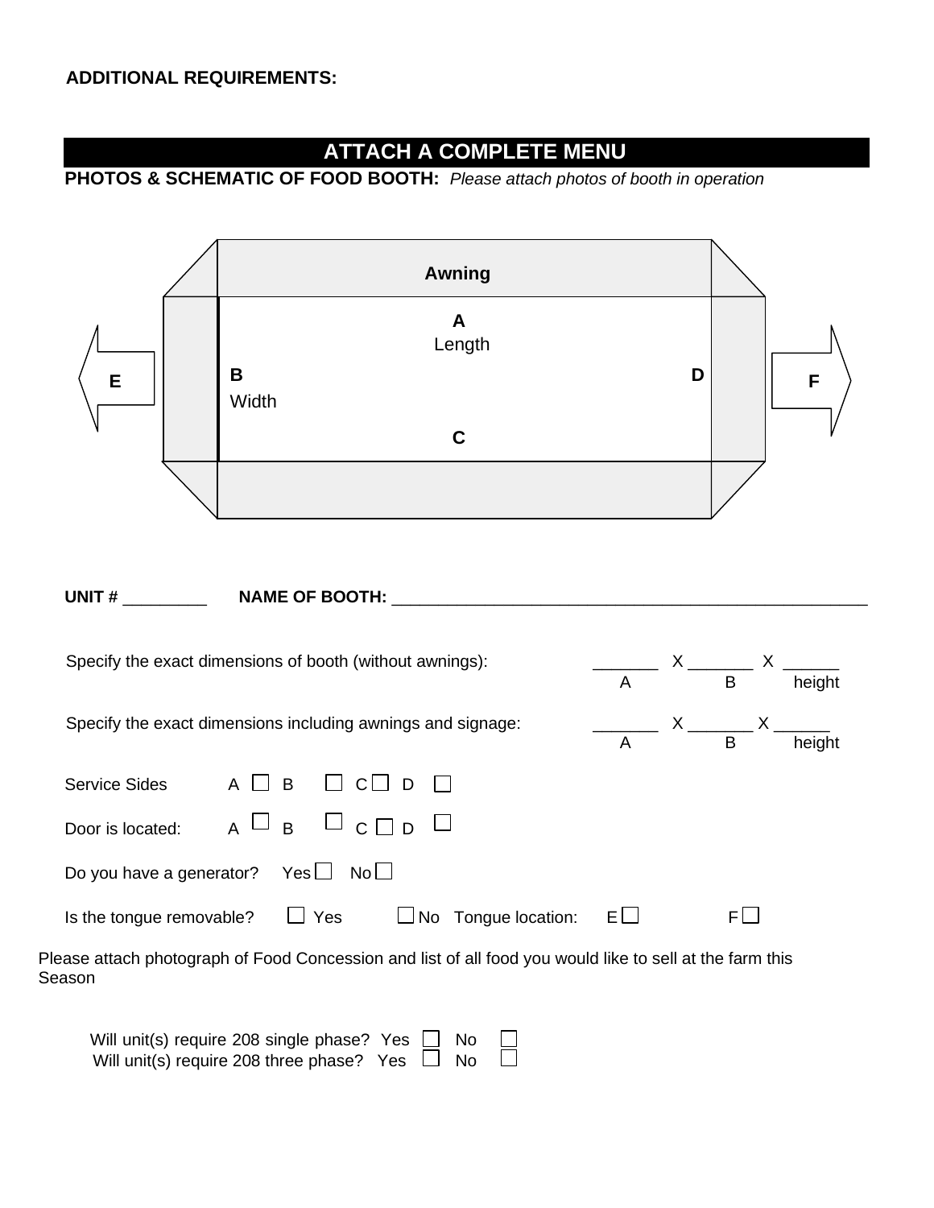**ADDITIONAL REQUIREMENTS:**

## ATTACH A COMPLETE MENU

**PHOTOS & SCHEMATIC OF FOOD BOOTH:** *Please attach photos of booth in operation*

Awning

A
Length

B
Width

C

D

E

F

**UNIT #** _________ **NAME OF BOOTH:** ____________________________________________________

Specify the exact dimensions of booth (without awnings): _______ X _______ X ______
A B height

Specify the exact dimensions including awnings and signage: _______ X _______ X ______
A B height

Service Sides A ☐ B ☐ C ☐ D ☐

Door is located: A ☐ B ☐ C ☐ D ☐

Do you have a generator? Yes ☐ No ☐

Is the tongue removable? ☐ Yes ☐ No Tongue location: E ☐ F ☐

Please attach photograph of Food Concession and list of all food you would like to sell at the farm this Season

Will unit(s) require 208 single phase? Yes ☐ No ☐
Will unit(s) require 208 three phase? Yes ☐ No ☐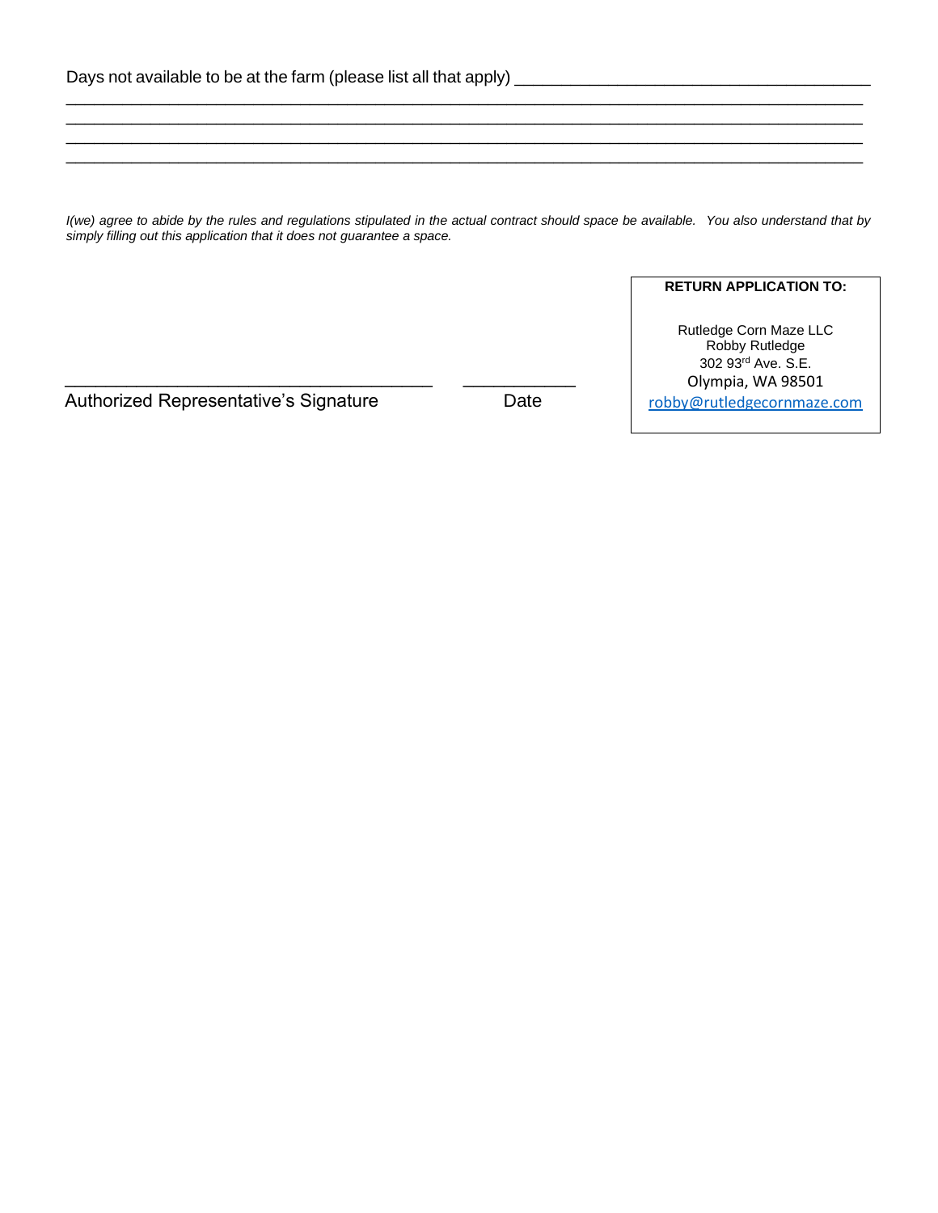Days not available to be at the farm (please list all that apply) ________________________________________

_____________________________________________________________________________________________

_____________________________________________________________________________________________

_____________________________________________________________________________________________

_____________________________________________________________________________________________

*I(we) agree to abide by the rules and regulations stipulated in the actual contract should space be available. You also understand that by simply filling out this application that it does not guarantee a space.*

________________________________________ ____________

Authorized Representative's Signature Date

**RETURN APPLICATION TO:**

Rutledge Corn Maze LLC
Robby Rutledge
302 93rd Ave. S.E.
Olympia, WA 98501
robby@rutledgecornmaze.com